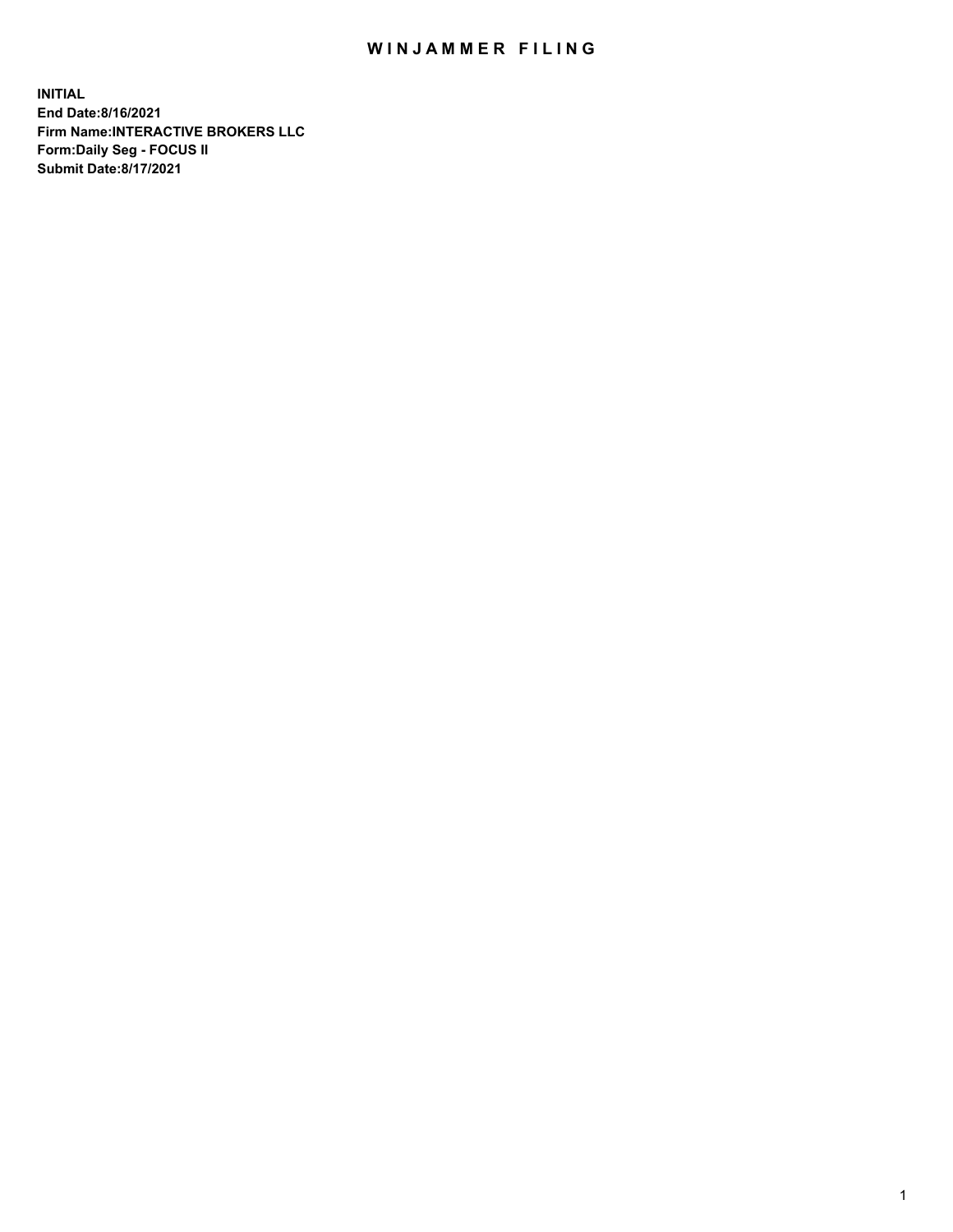# WINJAMMER FILING

**INITIAL**
**End Date:8/16/2021**
**Firm Name:INTERACTIVE BROKERS LLC**
**Form:Daily Seg - FOCUS II**
**Submit Date:8/17/2021**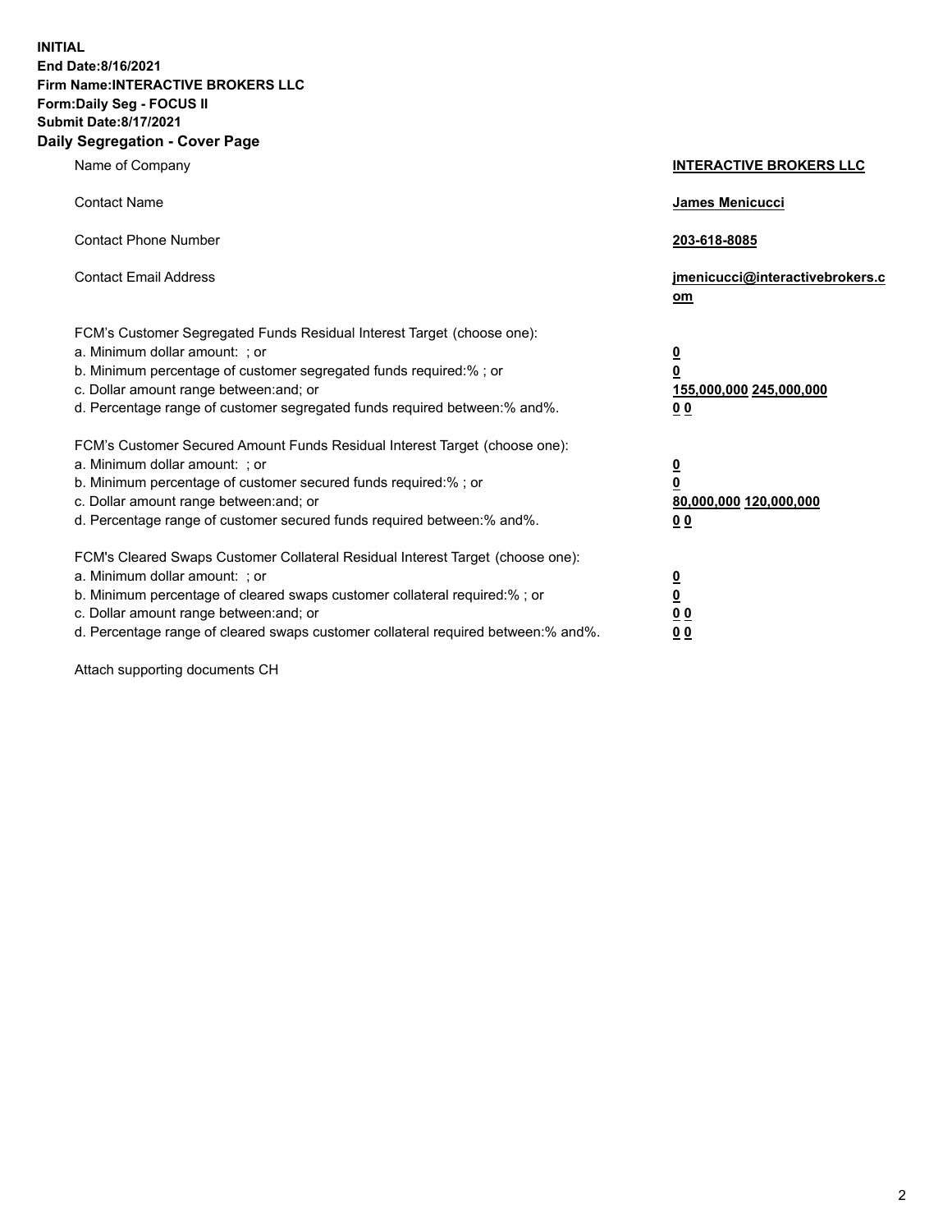**INITIAL**
**End Date:8/16/2021**
**Firm Name:INTERACTIVE BROKERS LLC**
**Form:Daily Seg - FOCUS II**
**Submit Date:8/17/2021**
**Daily Segregation - Cover Page**

| | |
|---|---|
| Name of Company | **INTERACTIVE BROKERS LLC** |
| Contact Name | **James Menicucci** |
| Contact Phone Number | **203-618-8085** |
| Contact Email Address | **jmenicucci@interactivebrokers.com** |

FCM's Customer Segregated Funds Residual Interest Target (choose one):

| | |
|---|---|
| a. Minimum dollar amount: ; or | **0** |
| b. Minimum percentage of customer segregated funds required:% ; or | **0** |
| c. Dollar amount range between:and; or | **155,000,000 245,000,000** |
| d. Percentage range of customer segregated funds required between:% and%. | **0 0** |

FCM's Customer Secured Amount Funds Residual Interest Target (choose one):

| | |
|---|---|
| a. Minimum dollar amount: ; or | **0** |
| b. Minimum percentage of customer secured funds required:% ; or | **0** |
| c. Dollar amount range between:and; or | **80,000,000 120,000,000** |
| d. Percentage range of customer secured funds required between:% and%. | **0 0** |

FCM's Cleared Swaps Customer Collateral Residual Interest Target (choose one):

| | |
|---|---|
| a. Minimum dollar amount: ; or | **0** |
| b. Minimum percentage of cleared swaps customer collateral required:% ; or | **0** |
| c. Dollar amount range between:and; or | **0 0** |
| d. Percentage range of cleared swaps customer collateral required between:% and%. | **0 0** |

Attach supporting documents CH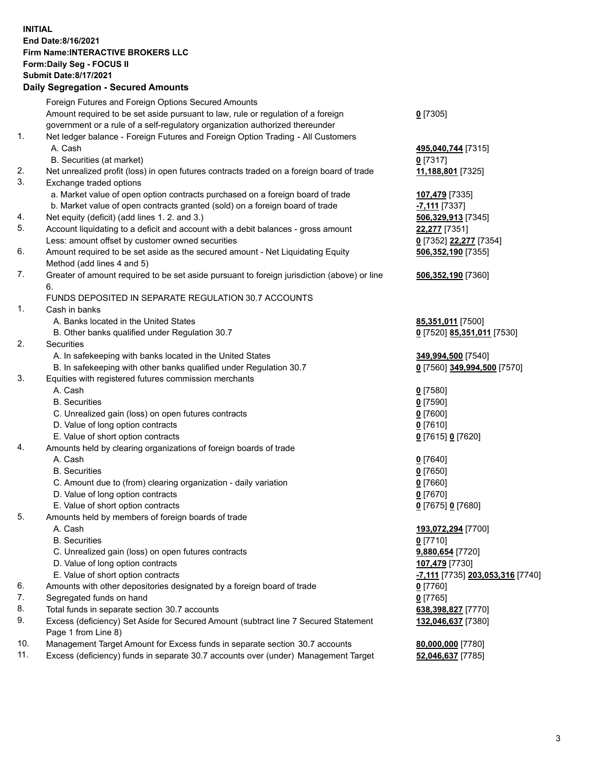**INITIAL**
**End Date:8/16/2021**
**Firm Name:INTERACTIVE BROKERS LLC**
**Form:Daily Seg - FOCUS II**
**Submit Date:8/17/2021**

## Daily Segregation - Secured Amounts

| | | |
|---|---|---|
| | Foreign Futures and Foreign Options Secured Amounts | |
| | Amount required to be set aside pursuant to law, rule or regulation of a foreign government or a rule of a self-regulatory organization authorized thereunder | **0** [7305] |
| 1. | Net ledger balance - Foreign Futures and Foreign Option Trading - All Customers | |
| | A. Cash | **495,040,744** [7315] |
| | B. Securities (at market) | **0** [7317] |
| 2. | Net unrealized profit (loss) in open futures contracts traded on a foreign board of trade | **11,188,801** [7325] |
| 3. | Exchange traded options | |
| | a. Market value of open option contracts purchased on a foreign board of trade | **107,479** [7335] |
| | b. Market value of open contracts granted (sold) on a foreign board of trade | **-7,111** [7337] |
| 4. | Net equity (deficit) (add lines 1. 2. and 3.) | **506,329,913** [7345] |
| 5. | Account liquidating to a deficit and account with a debit balances - gross amount | **22,277** [7351] |
| | Less: amount offset by customer owned securities | **0** [7352] **22,277** [7354] |
| 6. | Amount required to be set aside as the secured amount - Net Liquidating Equity Method (add lines 4 and 5) | **506,352,190** [7355] |
| 7. | Greater of amount required to be set aside pursuant to foreign jurisdiction (above) or line 6. | **506,352,190** [7360] |
| | FUNDS DEPOSITED IN SEPARATE REGULATION 30.7 ACCOUNTS | |
| 1. | Cash in banks | |
| | A. Banks located in the United States | **85,351,011** [7500] |
| | B. Other banks qualified under Regulation 30.7 | **0** [7520] **85,351,011** [7530] |
| 2. | Securities | |
| | A. In safekeeping with banks located in the United States | **349,994,500** [7540] |
| | B. In safekeeping with other banks qualified under Regulation 30.7 | **0** [7560] **349,994,500** [7570] |
| 3. | Equities with registered futures commission merchants | |
| | A. Cash | **0** [7580] |
| | B. Securities | **0** [7590] |
| | C. Unrealized gain (loss) on open futures contracts | **0** [7600] |
| | D. Value of long option contracts | **0** [7610] |
| | E. Value of short option contracts | **0** [7615] **0** [7620] |
| 4. | Amounts held by clearing organizations of foreign boards of trade | |
| | A. Cash | **0** [7640] |
| | B. Securities | **0** [7650] |
| | C. Amount due to (from) clearing organization - daily variation | **0** [7660] |
| | D. Value of long option contracts | **0** [7670] |
| | E. Value of short option contracts | **0** [7675] **0** [7680] |
| 5. | Amounts held by members of foreign boards of trade | |
| | A. Cash | **193,072,294** [7700] |
| | B. Securities | **0** [7710] |
| | C. Unrealized gain (loss) on open futures contracts | **9,880,654** [7720] |
| | D. Value of long option contracts | **107,479** [7730] |
| | E. Value of short option contracts | **-7,111** [7735] **203,053,316** [7740] |
| 6. | Amounts with other depositories designated by a foreign board of trade | **0** [7760] |
| 7. | Segregated funds on hand | **0** [7765] |
| 8. | Total funds in separate section 30.7 accounts | **638,398,827** [7770] |
| 9. | Excess (deficiency) Set Aside for Secured Amount (subtract line 7 Secured Statement Page 1 from Line 8) | **132,046,637** [7380] |
| 10. | Management Target Amount for Excess funds in separate section 30.7 accounts | **80,000,000** [7780] |
| 11. | Excess (deficiency) funds in separate 30.7 accounts over (under) Management Target | **52,046,637** [7785] |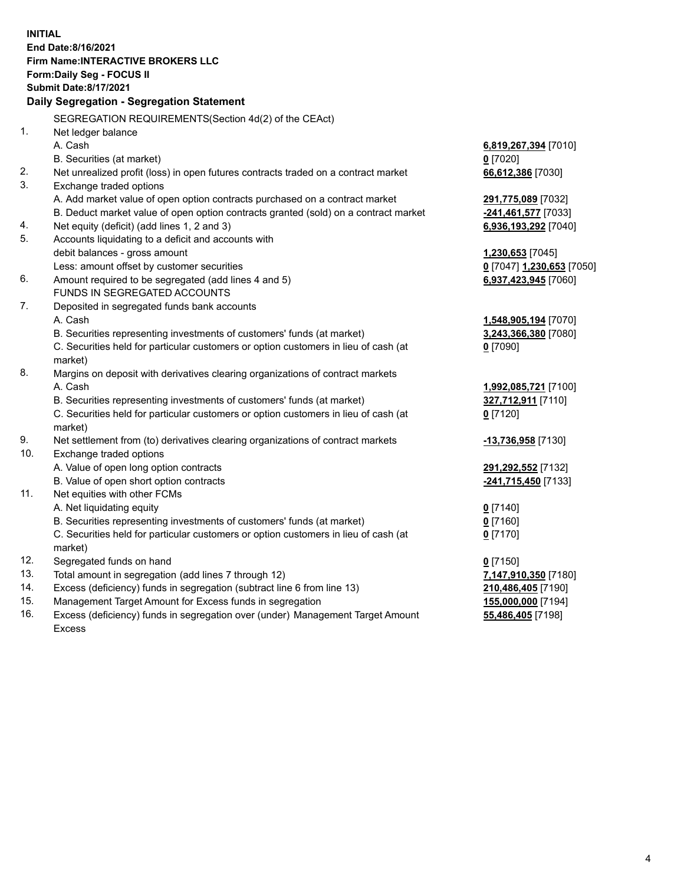**INITIAL**
**End Date:8/16/2021**
**Firm Name:INTERACTIVE BROKERS LLC**
**Form:Daily Seg - FOCUS II**
**Submit Date:8/17/2021**

## Daily Segregation - Segregation Statement

| | | |
|---|---|---|
| | SEGREGATION REQUIREMENTS(Section 4d(2) of the CEAct) | |
| 1. | Net ledger balance | |
| | A. Cash | **6,819,267,394** [7010] |
| | B. Securities (at market) | **0** [7020] |
| 2. | Net unrealized profit (loss) in open futures contracts traded on a contract market | **66,612,386** [7030] |
| 3. | Exchange traded options | |
| | A. Add market value of open option contracts purchased on a contract market | **291,775,089** [7032] |
| | B. Deduct market value of open option contracts granted (sold) on a contract market | **-241,461,577** [7033] |
| 4. | Net equity (deficit) (add lines 1, 2 and 3) | **6,936,193,292** [7040] |
| 5. | Accounts liquidating to a deficit and accounts with | |
| | debit balances - gross amount | **1,230,653** [7045] |
| | Less: amount offset by customer securities | **0** [7047] **1,230,653** [7050] |
| 6. | Amount required to be segregated (add lines 4 and 5) | **6,937,423,945** [7060] |
| | FUNDS IN SEGREGATED ACCOUNTS | |
| 7. | Deposited in segregated funds bank accounts | |
| | A. Cash | **1,548,905,194** [7070] |
| | B. Securities representing investments of customers' funds (at market) | **3,243,366,380** [7080] |
| | C. Securities held for particular customers or option customers in lieu of cash (at market) | **0** [7090] |
| 8. | Margins on deposit with derivatives clearing organizations of contract markets | |
| | A. Cash | **1,992,085,721** [7100] |
| | B. Securities representing investments of customers' funds (at market) | **327,712,911** [7110] |
| | C. Securities held for particular customers or option customers in lieu of cash (at market) | **0** [7120] |
| 9. | Net settlement from (to) derivatives clearing organizations of contract markets | **-13,736,958** [7130] |
| 10. | Exchange traded options | |
| | A. Value of open long option contracts | **291,292,552** [7132] |
| | B. Value of open short option contracts | **-241,715,450** [7133] |
| 11. | Net equities with other FCMs | |
| | A. Net liquidating equity | **0** [7140] |
| | B. Securities representing investments of customers' funds (at market) | **0** [7160] |
| | C. Securities held for particular customers or option customers in lieu of cash (at market) | **0** [7170] |
| 12. | Segregated funds on hand | **0** [7150] |
| 13. | Total amount in segregation (add lines 7 through 12) | **7,147,910,350** [7180] |
| 14. | Excess (deficiency) funds in segregation (subtract line 6 from line 13) | **210,486,405** [7190] |
| 15. | Management Target Amount for Excess funds in segregation | **155,000,000** [7194] |
| 16. | Excess (deficiency) funds in segregation over (under) Management Target Amount Excess | **55,486,405** [7198] |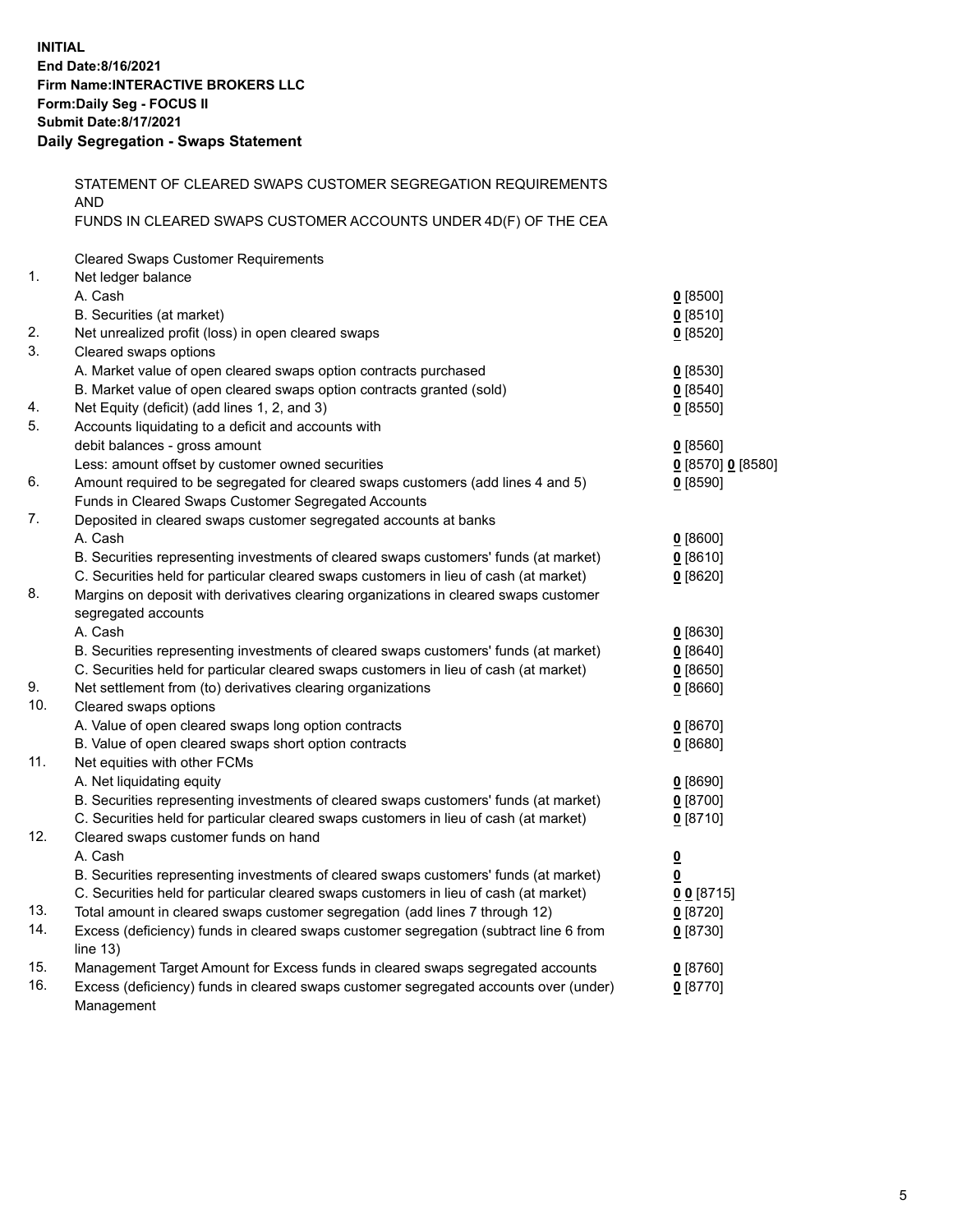**INITIAL**
**End Date:8/16/2021**
**Firm Name:INTERACTIVE BROKERS LLC**
**Form:Daily Seg - FOCUS II**
**Submit Date:8/17/2021**
**Daily Segregation - Swaps Statement**

STATEMENT OF CLEARED SWAPS CUSTOMER SEGREGATION REQUIREMENTS AND FUNDS IN CLEARED SWAPS CUSTOMER ACCOUNTS UNDER 4D(F) OF THE CEA

| | | |
|---|---|---|
| | Cleared Swaps Customer Requirements | |
| 1. | Net ledger balance | |
| | A. Cash | 0 [8500] |
| | B. Securities (at market) | 0 [8510] |
| 2. | Net unrealized profit (loss) in open cleared swaps | 0 [8520] |
| 3. | Cleared swaps options | |
| | A. Market value of open cleared swaps option contracts purchased | 0 [8530] |
| | B. Market value of open cleared swaps option contracts granted (sold) | 0 [8540] |
| 4. | Net Equity (deficit) (add lines 1, 2, and 3) | 0 [8550] |
| 5. | Accounts liquidating to a deficit and accounts with | |
| | debit balances - gross amount | 0 [8560] |
| | Less: amount offset by customer owned securities | 0 [8570] 0 [8580] |
| 6. | Amount required to be segregated for cleared swaps customers (add lines 4 and 5) | 0 [8590] |
| | Funds in Cleared Swaps Customer Segregated Accounts | |
| 7. | Deposited in cleared swaps customer segregated accounts at banks | |
| | A. Cash | 0 [8600] |
| | B. Securities representing investments of cleared swaps customers' funds (at market) | 0 [8610] |
| | C. Securities held for particular cleared swaps customers in lieu of cash (at market) | 0 [8620] |
| 8. | Margins on deposit with derivatives clearing organizations in cleared swaps customer segregated accounts | |
| | A. Cash | 0 [8630] |
| | B. Securities representing investments of cleared swaps customers' funds (at market) | 0 [8640] |
| | C. Securities held for particular cleared swaps customers in lieu of cash (at market) | 0 [8650] |
| 9. | Net settlement from (to) derivatives clearing organizations | 0 [8660] |
| 10. | Cleared swaps options | |
| | A. Value of open cleared swaps long option contracts | 0 [8670] |
| | B. Value of open cleared swaps short option contracts | 0 [8680] |
| 11. | Net equities with other FCMs | |
| | A. Net liquidating equity | 0 [8690] |
| | B. Securities representing investments of cleared swaps customers' funds (at market) | 0 [8700] |
| | C. Securities held for particular cleared swaps customers in lieu of cash (at market) | 0 [8710] |
| 12. | Cleared swaps customer funds on hand | |
| | A. Cash | 0 |
| | B. Securities representing investments of cleared swaps customers' funds (at market) | 0 |
| | C. Securities held for particular cleared swaps customers in lieu of cash (at market) | 0 0 [8715] |
| 13. | Total amount in cleared swaps customer segregation (add lines 7 through 12) | 0 [8720] |
| 14. | Excess (deficiency) funds in cleared swaps customer segregation (subtract line 6 from line 13) | 0 [8730] |
| 15. | Management Target Amount for Excess funds in cleared swaps segregated accounts | 0 [8760] |
| 16. | Excess (deficiency) funds in cleared swaps customer segregated accounts over (under) Management | 0 [8770] |